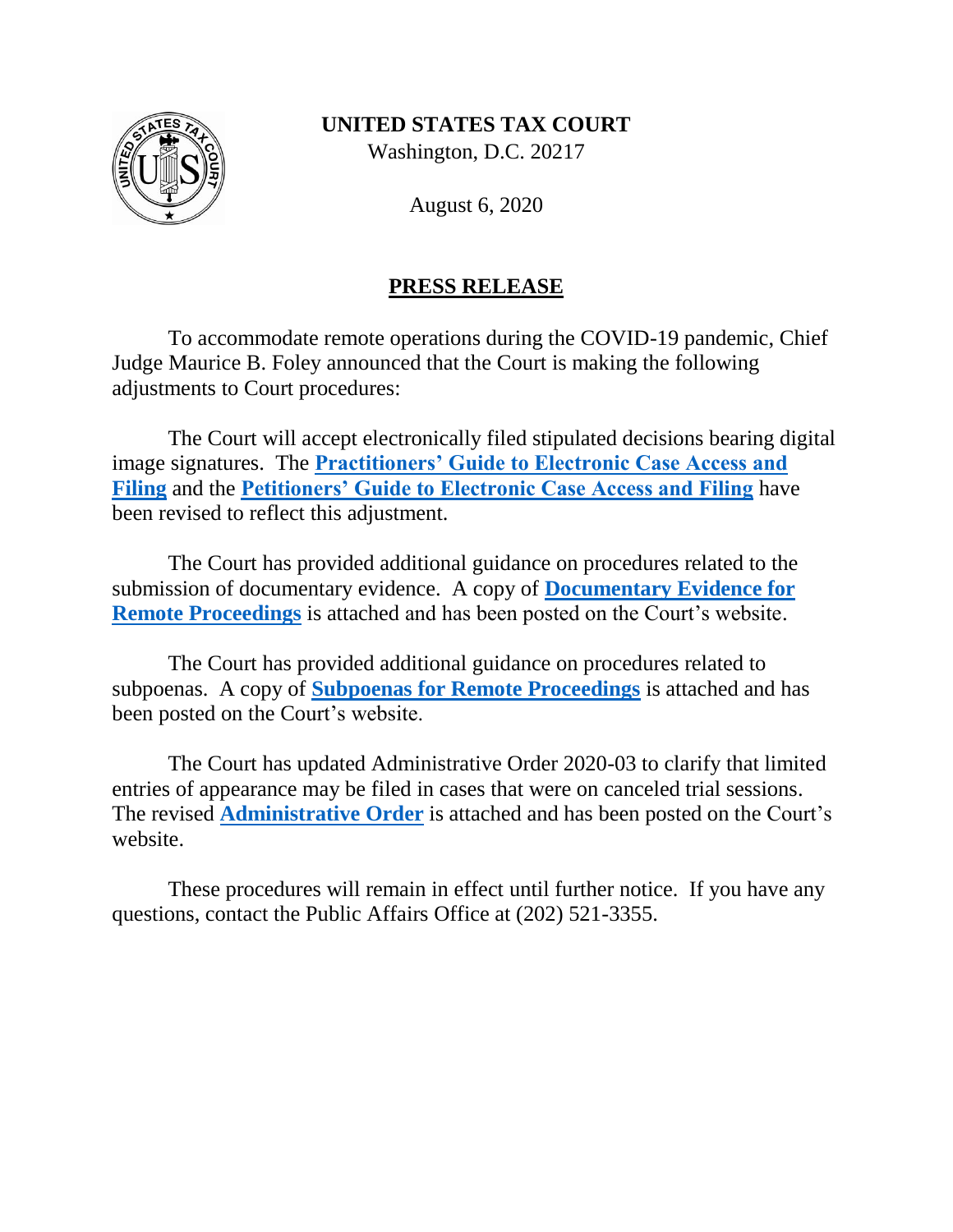**UNITED STATES TAX COURT**

Washington, D.C. 20217

August 6, 2020

## PRESS RELEASE

To accommodate remote operations during the COVID-19 pandemic, Chief Judge Maurice B. Foley announced that the Court is making the following adjustments to Court procedures:

The Court will accept electronically filed stipulated decisions bearing digital image signatures. The **Practitioners' Guide to Electronic Case Access and Filing** and the **Petitioners' Guide to Electronic Case Access and Filing** have been revised to reflect this adjustment.

The Court has provided additional guidance on procedures related to the submission of documentary evidence. A copy of **Documentary Evidence for Remote Proceedings** is attached and has been posted on the Court's website.

The Court has provided additional guidance on procedures related to subpoenas. A copy of **Subpoenas for Remote Proceedings** is attached and has been posted on the Court's website.

The Court has updated Administrative Order 2020-03 to clarify that limited entries of appearance may be filed in cases that were on canceled trial sessions. The revised **Administrative Order** is attached and has been posted on the Court's website.

These procedures will remain in effect until further notice. If you have any questions, contact the Public Affairs Office at (202) 521-3355.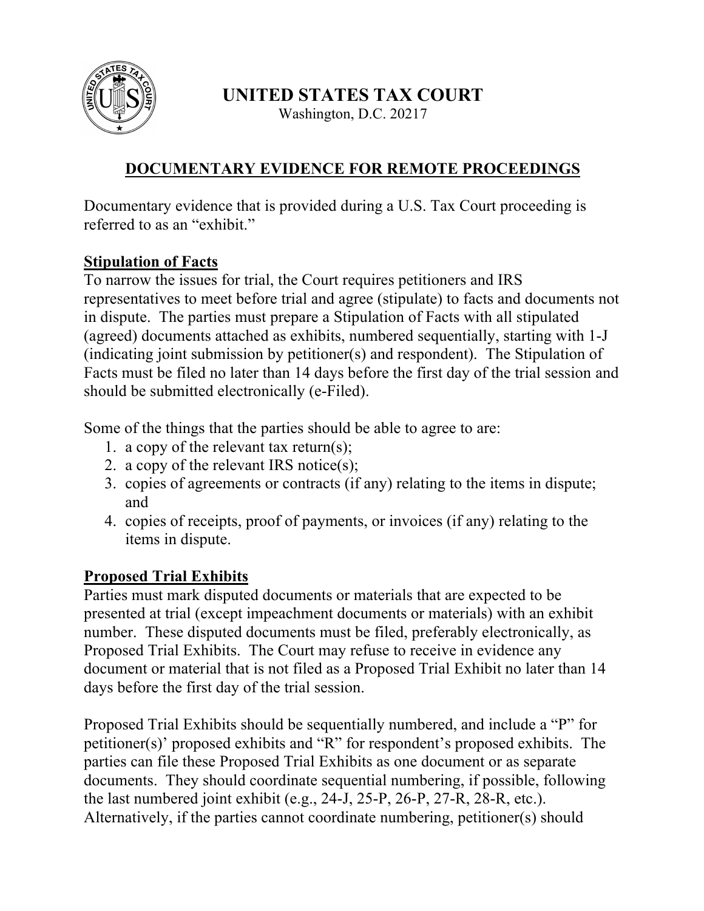# UNITED STATES TAX COURT

Washington, D.C. 20217

## DOCUMENTARY EVIDENCE FOR REMOTE PROCEEDINGS

Documentary evidence that is provided during a U.S. Tax Court proceeding is referred to as an "exhibit."

### Stipulation of Facts

To narrow the issues for trial, the Court requires petitioners and IRS representatives to meet before trial and agree (stipulate) to facts and documents not in dispute. The parties must prepare a Stipulation of Facts with all stipulated (agreed) documents attached as exhibits, numbered sequentially, starting with 1-J (indicating joint submission by petitioner(s) and respondent). The Stipulation of Facts must be filed no later than 14 days before the first day of the trial session and should be submitted electronically (e-Filed).

Some of the things that the parties should be able to agree to are:

1. a copy of the relevant tax return(s);
2. a copy of the relevant IRS notice(s);
3. copies of agreements or contracts (if any) relating to the items in dispute; and
4. copies of receipts, proof of payments, or invoices (if any) relating to the items in dispute.

### Proposed Trial Exhibits

Parties must mark disputed documents or materials that are expected to be presented at trial (except impeachment documents or materials) with an exhibit number. These disputed documents must be filed, preferably electronically, as Proposed Trial Exhibits. The Court may refuse to receive in evidence any document or material that is not filed as a Proposed Trial Exhibit no later than 14 days before the first day of the trial session.

Proposed Trial Exhibits should be sequentially numbered, and include a "P" for petitioner(s)' proposed exhibits and "R" for respondent's proposed exhibits. The parties can file these Proposed Trial Exhibits as one document or as separate documents. They should coordinate sequential numbering, if possible, following the last numbered joint exhibit (e.g., 24-J, 25-P, 26-P, 27-R, 28-R, etc.). Alternatively, if the parties cannot coordinate numbering, petitioner(s) should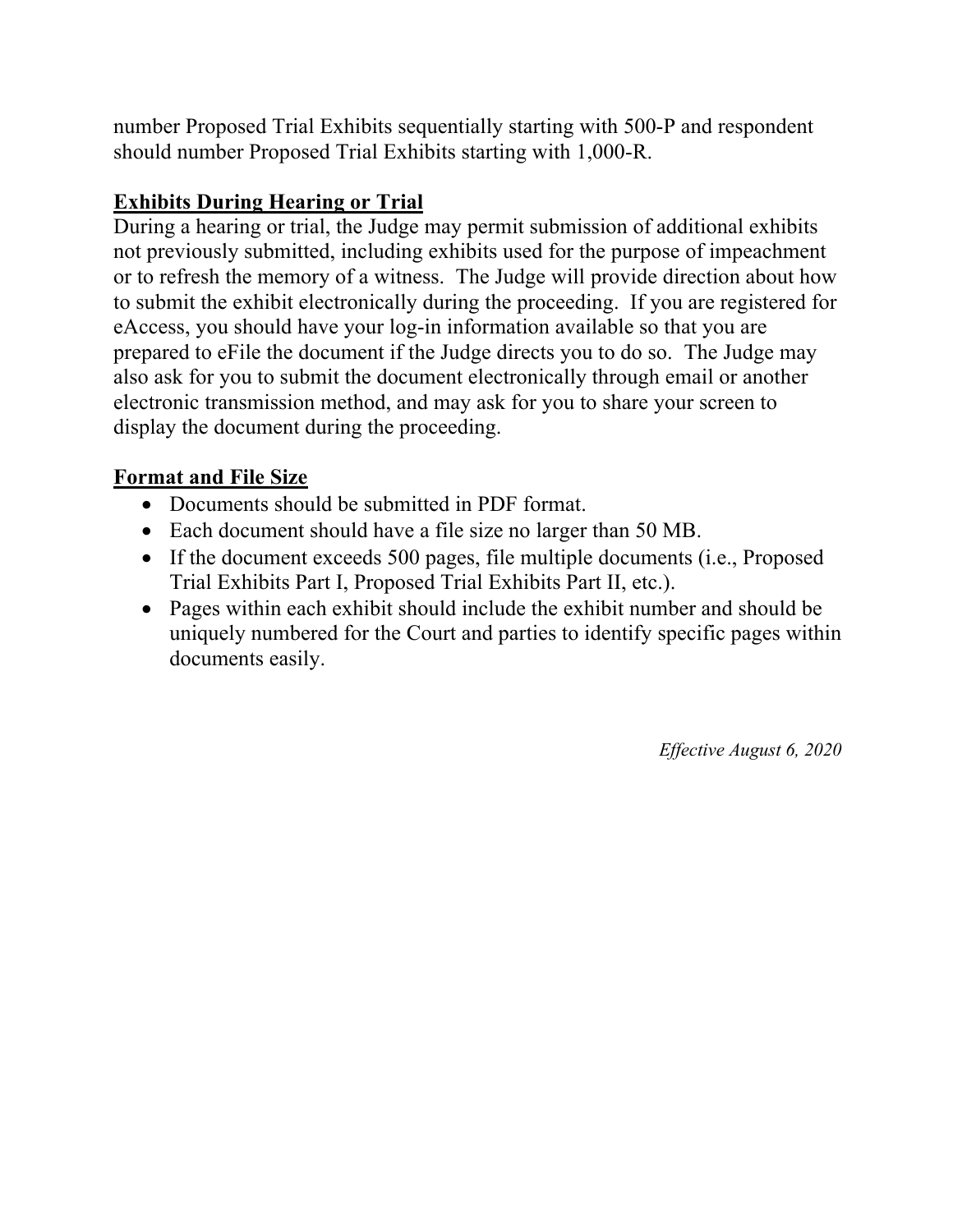number Proposed Trial Exhibits sequentially starting with 500-P and respondent should number Proposed Trial Exhibits starting with 1,000-R.

**Exhibits During Hearing or Trial**

During a hearing or trial, the Judge may permit submission of additional exhibits not previously submitted, including exhibits used for the purpose of impeachment or to refresh the memory of a witness. The Judge will provide direction about how to submit the exhibit electronically during the proceeding. If you are registered for eAccess, you should have your log-in information available so that you are prepared to eFile the document if the Judge directs you to do so. The Judge may also ask for you to submit the document electronically through email or another electronic transmission method, and may ask for you to share your screen to display the document during the proceeding.

**Format and File Size**

- Documents should be submitted in PDF format.
- Each document should have a file size no larger than 50 MB.
- If the document exceeds 500 pages, file multiple documents (i.e., Proposed Trial Exhibits Part I, Proposed Trial Exhibits Part II, etc.).
- Pages within each exhibit should include the exhibit number and should be uniquely numbered for the Court and parties to identify specific pages within documents easily.

*Effective August 6, 2020*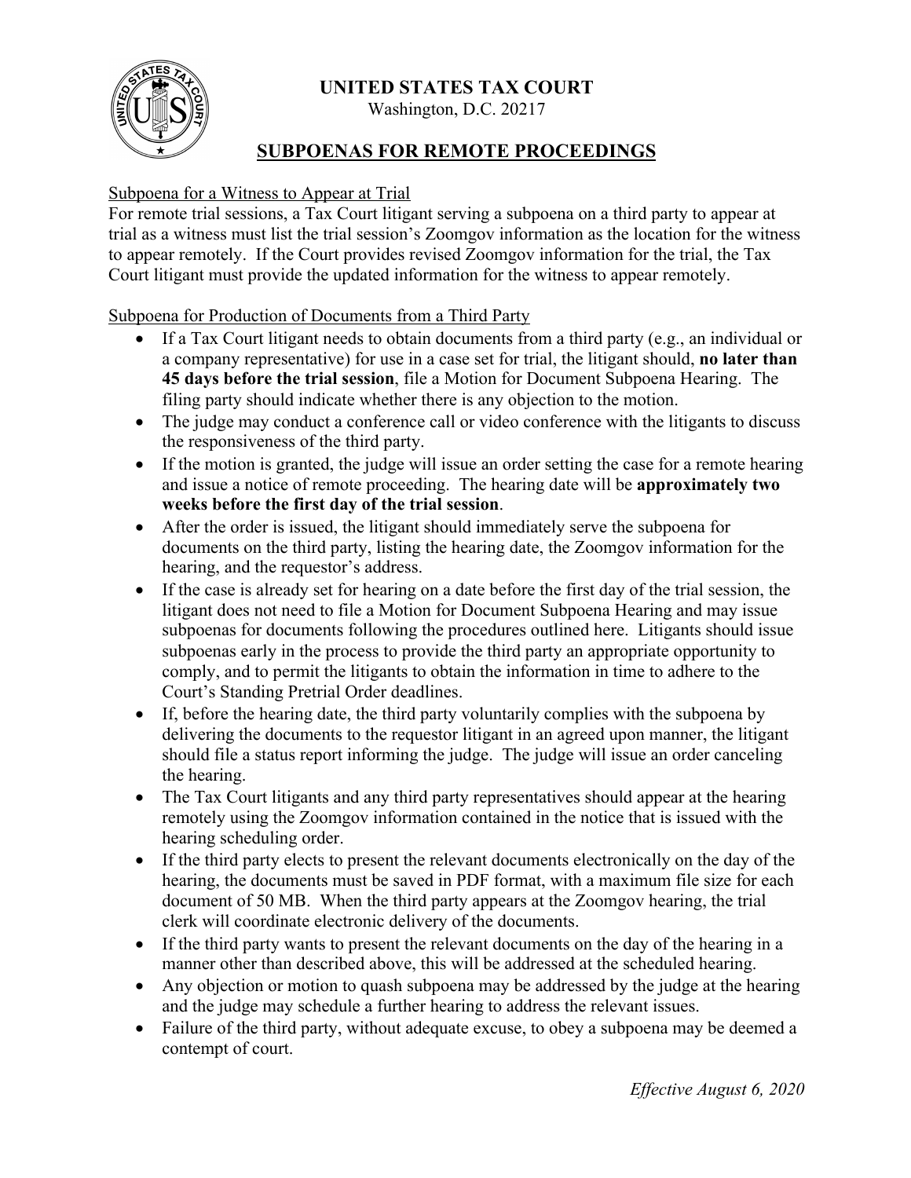# UNITED STATES TAX COURT

Washington, D.C. 20217

## SUBPOENAS FOR REMOTE PROCEEDINGS

Subpoena for a Witness to Appear at Trial

For remote trial sessions, a Tax Court litigant serving a subpoena on a third party to appear at trial as a witness must list the trial session's Zoomgov information as the location for the witness to appear remotely. If the Court provides revised Zoomgov information for the trial, the Tax Court litigant must provide the updated information for the witness to appear remotely.

Subpoena for Production of Documents from a Third Party

- If a Tax Court litigant needs to obtain documents from a third party (e.g., an individual or a company representative) for use in a case set for trial, the litigant should, **no later than 45 days before the trial session**, file a Motion for Document Subpoena Hearing. The filing party should indicate whether there is any objection to the motion.
- The judge may conduct a conference call or video conference with the litigants to discuss the responsiveness of the third party.
- If the motion is granted, the judge will issue an order setting the case for a remote hearing and issue a notice of remote proceeding. The hearing date will be **approximately two weeks before the first day of the trial session**.
- After the order is issued, the litigant should immediately serve the subpoena for documents on the third party, listing the hearing date, the Zoomgov information for the hearing, and the requestor's address.
- If the case is already set for hearing on a date before the first day of the trial session, the litigant does not need to file a Motion for Document Subpoena Hearing and may issue subpoenas for documents following the procedures outlined here. Litigants should issue subpoenas early in the process to provide the third party an appropriate opportunity to comply, and to permit the litigants to obtain the information in time to adhere to the Court's Standing Pretrial Order deadlines.
- If, before the hearing date, the third party voluntarily complies with the subpoena by delivering the documents to the requestor litigant in an agreed upon manner, the litigant should file a status report informing the judge. The judge will issue an order canceling the hearing.
- The Tax Court litigants and any third party representatives should appear at the hearing remotely using the Zoomgov information contained in the notice that is issued with the hearing scheduling order.
- If the third party elects to present the relevant documents electronically on the day of the hearing, the documents must be saved in PDF format, with a maximum file size for each document of 50 MB. When the third party appears at the Zoomgov hearing, the trial clerk will coordinate electronic delivery of the documents.
- If the third party wants to present the relevant documents on the day of the hearing in a manner other than described above, this will be addressed at the scheduled hearing.
- Any objection or motion to quash subpoena may be addressed by the judge at the hearing and the judge may schedule a further hearing to address the relevant issues.
- Failure of the third party, without adequate excuse, to obey a subpoena may be deemed a contempt of court.

*Effective August 6, 2020*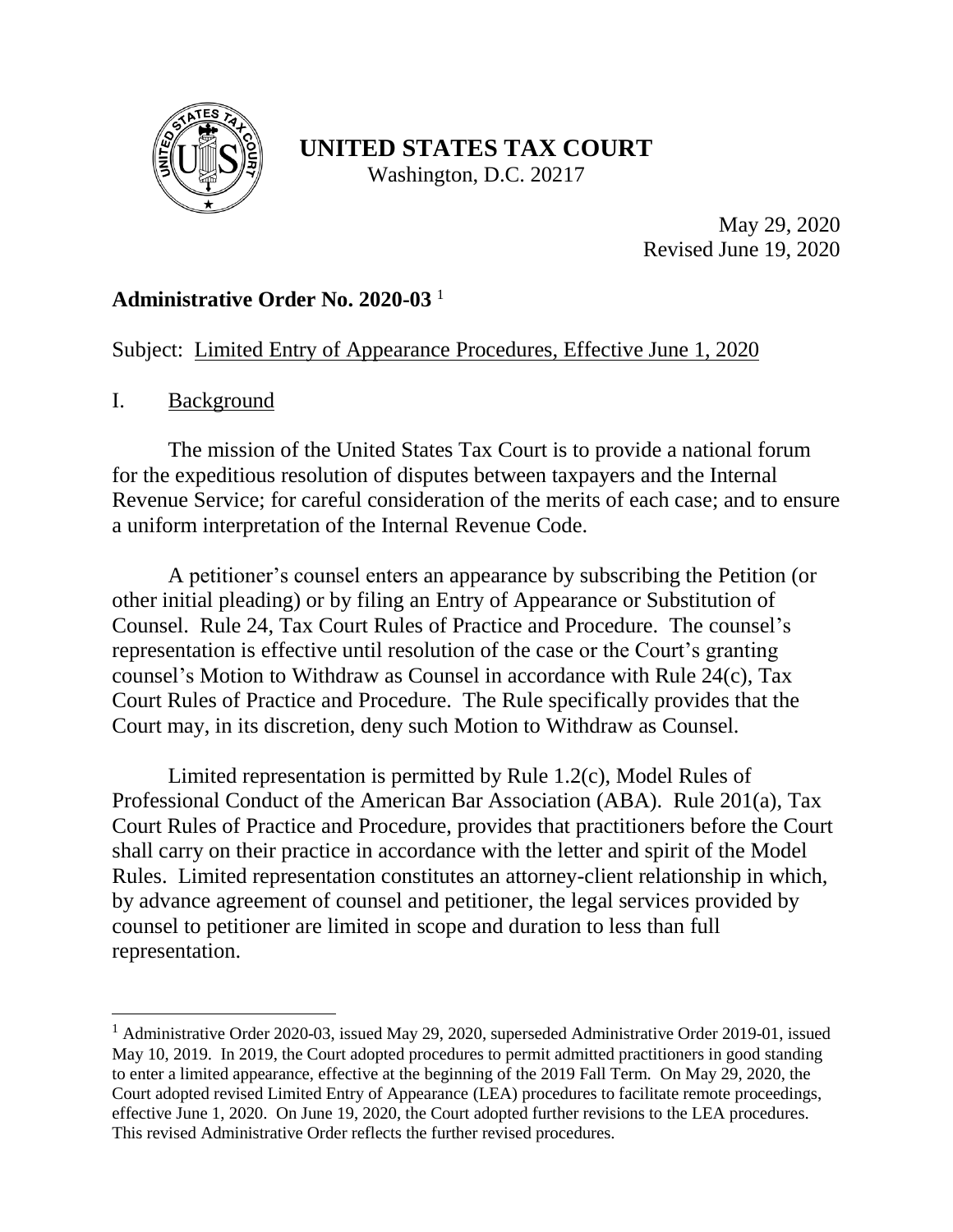# UNITED STATES TAX COURT

Washington, D.C. 20217

May 29, 2020
Revised June 19, 2020

**Administrative Order No. 2020-03** [1]

Subject: Limited Entry of Appearance Procedures, Effective June 1, 2020

## I. Background

The mission of the United States Tax Court is to provide a national forum for the expeditious resolution of disputes between taxpayers and the Internal Revenue Service; for careful consideration of the merits of each case; and to ensure a uniform interpretation of the Internal Revenue Code.

A petitioner's counsel enters an appearance by subscribing the Petition (or other initial pleading) or by filing an Entry of Appearance or Substitution of Counsel. Rule 24, Tax Court Rules of Practice and Procedure. The counsel's representation is effective until resolution of the case or the Court's granting counsel's Motion to Withdraw as Counsel in accordance with Rule 24(c), Tax Court Rules of Practice and Procedure. The Rule specifically provides that the Court may, in its discretion, deny such Motion to Withdraw as Counsel.

Limited representation is permitted by Rule 1.2(c), Model Rules of Professional Conduct of the American Bar Association (ABA). Rule 201(a), Tax Court Rules of Practice and Procedure, provides that practitioners before the Court shall carry on their practice in accordance with the letter and spirit of the Model Rules. Limited representation constitutes an attorney-client relationship in which, by advance agreement of counsel and petitioner, the legal services provided by counsel to petitioner are limited in scope and duration to less than full representation.

[1] Administrative Order 2020-03, issued May 29, 2020, superseded Administrative Order 2019-01, issued May 10, 2019. In 2019, the Court adopted procedures to permit admitted practitioners in good standing to enter a limited appearance, effective at the beginning of the 2019 Fall Term. On May 29, 2020, the Court adopted revised Limited Entry of Appearance (LEA) procedures to facilitate remote proceedings, effective June 1, 2020. On June 19, 2020, the Court adopted further revisions to the LEA procedures. This revised Administrative Order reflects the further revised procedures.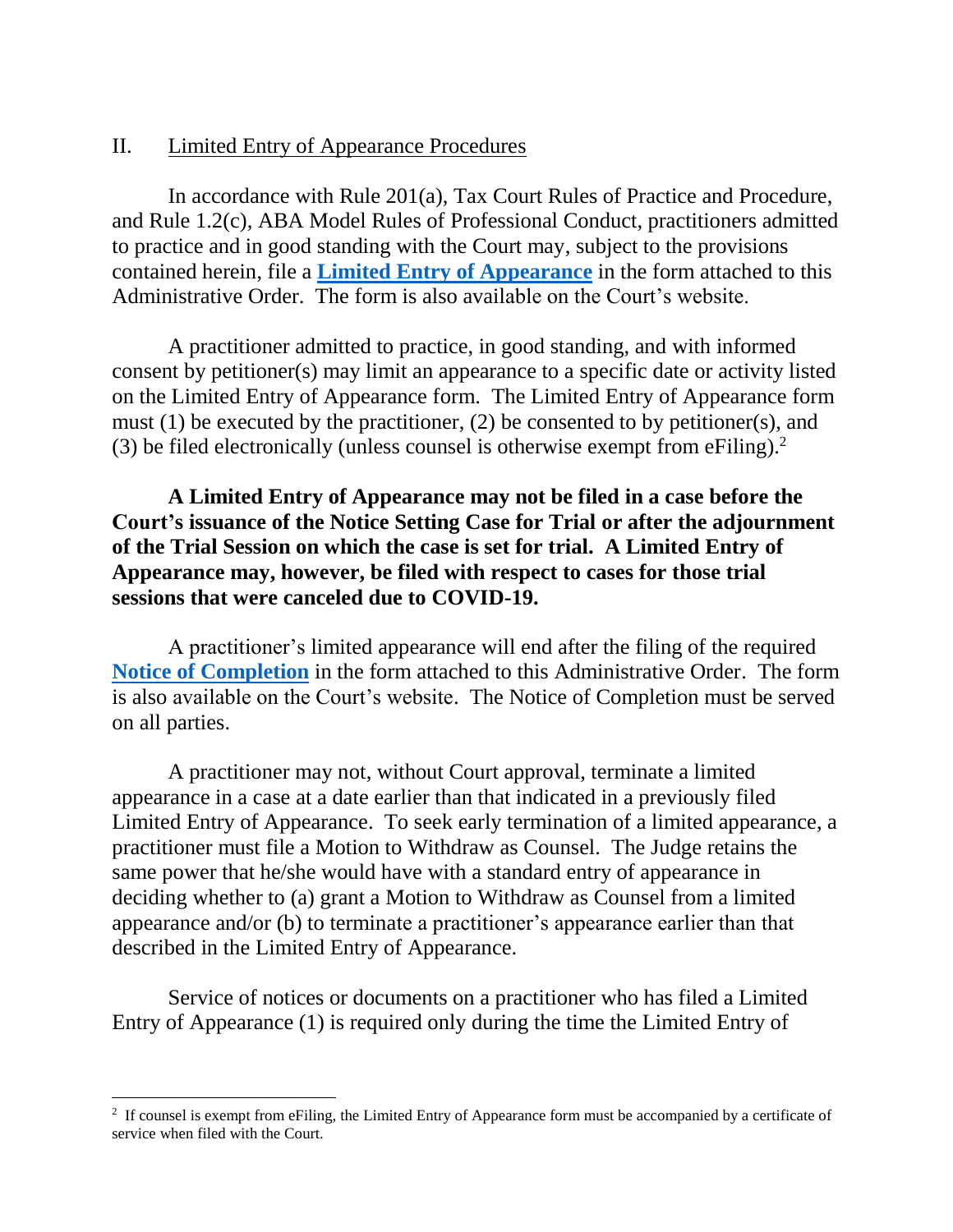## II. Limited Entry of Appearance Procedures

In accordance with Rule 201(a), Tax Court Rules of Practice and Procedure, and Rule 1.2(c), ABA Model Rules of Professional Conduct, practitioners admitted to practice and in good standing with the Court may, subject to the provisions contained herein, file a **Limited Entry of Appearance** in the form attached to this Administrative Order. The form is also available on the Court's website.

A practitioner admitted to practice, in good standing, and with informed consent by petitioner(s) may limit an appearance to a specific date or activity listed on the Limited Entry of Appearance form. The Limited Entry of Appearance form must (1) be executed by the practitioner, (2) be consented to by petitioner(s), and (3) be filed electronically (unless counsel is otherwise exempt from eFiling).[2]

**A Limited Entry of Appearance may not be filed in a case before the Court's issuance of the Notice Setting Case for Trial or after the adjournment of the Trial Session on which the case is set for trial. A Limited Entry of Appearance may, however, be filed with respect to cases for those trial sessions that were canceled due to COVID-19.**

A practitioner's limited appearance will end after the filing of the required **Notice of Completion** in the form attached to this Administrative Order. The form is also available on the Court's website. The Notice of Completion must be served on all parties.

A practitioner may not, without Court approval, terminate a limited appearance in a case at a date earlier than that indicated in a previously filed Limited Entry of Appearance. To seek early termination of a limited appearance, a practitioner must file a Motion to Withdraw as Counsel. The Judge retains the same power that he/she would have with a standard entry of appearance in deciding whether to (a) grant a Motion to Withdraw as Counsel from a limited appearance and/or (b) to terminate a practitioner's appearance earlier than that described in the Limited Entry of Appearance.

Service of notices or documents on a practitioner who has filed a Limited Entry of Appearance (1) is required only during the time the Limited Entry of

---

[2] If counsel is exempt from eFiling, the Limited Entry of Appearance form must be accompanied by a certificate of service when filed with the Court.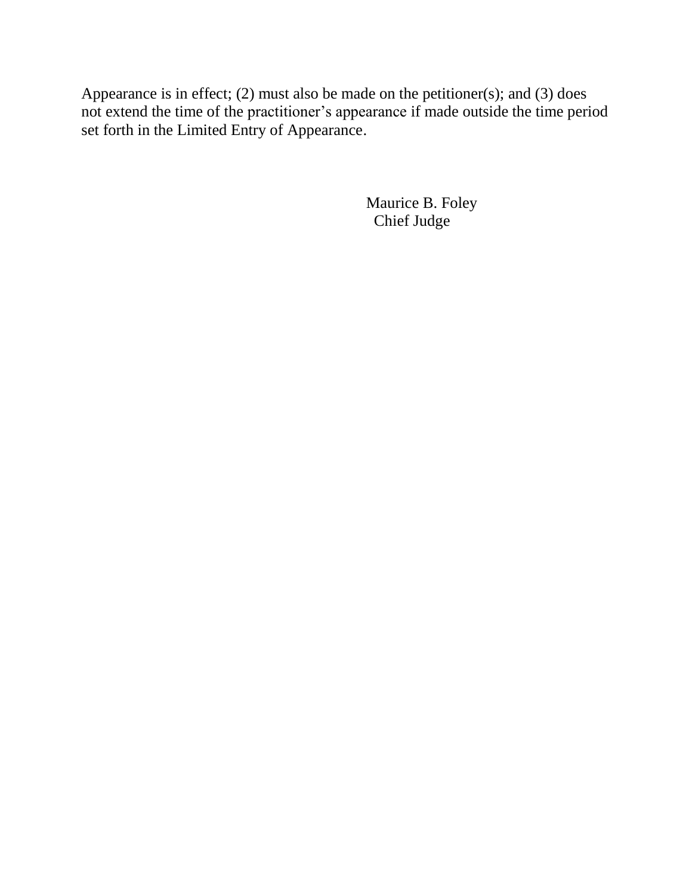Appearance is in effect; (2) must also be made on the petitioner(s); and (3) does not extend the time of the practitioner's appearance if made outside the time period set forth in the Limited Entry of Appearance.

Maurice B. Foley
Chief Judge